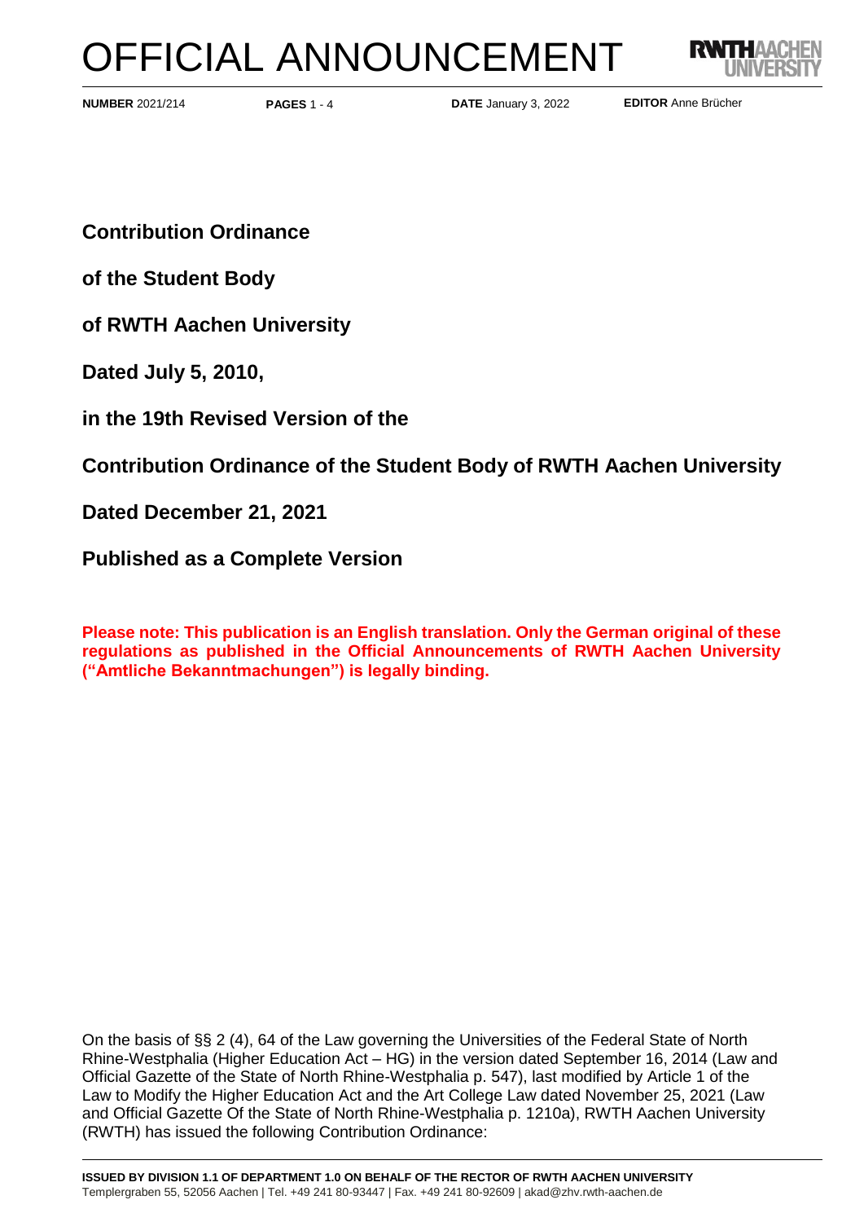# OFFICIAL ANNOUNCEMENT

**NUMBER** 2021/214 **PAGES** 1 - 4 **DATE** January 3, 2022 **EDITOR** Anne Brücher

**Contribution Ordinance**

**of the Student Body**

**of RWTH Aachen University**

**Dated July 5, 2010,**

**in the 19th Revised Version of the**

**Contribution Ordinance of the Student Body of RWTH Aachen University**

**Dated December 21, 2021**

**Published as a Complete Version**

**Please note: This publication is an English translation. Only the German original of these regulations as published in the Official Announcements of RWTH Aachen University ("Amtliche Bekanntmachungen") is legally binding.**

On the basis of §§ 2 (4), 64 of the Law governing the Universities of the Federal State of North Rhine-Westphalia (Higher Education Act – HG) in the version dated September 16, 2014 (Law and Official Gazette of the State of North Rhine-Westphalia p. 547), last modified by Article 1 of the Law to Modify the Higher Education Act and the Art College Law dated November 25, 2021 (Law and Official Gazette Of the State of North Rhine-Westphalia p. 1210a), RWTH Aachen University (RWTH) has issued the following Contribution Ordinance:

**ISSUED BY DIVISION 1.1 OF DEPARTMENT 1.0 ON BEHALF OF THE RECTOR OF RWTH AACHEN UNIVERSITY**
Templergraben 55, 52056 Aachen | Tel. +49 241 80-93447 | Fax. +49 241 80-92609 | akad@zhv.rwth-aachen.de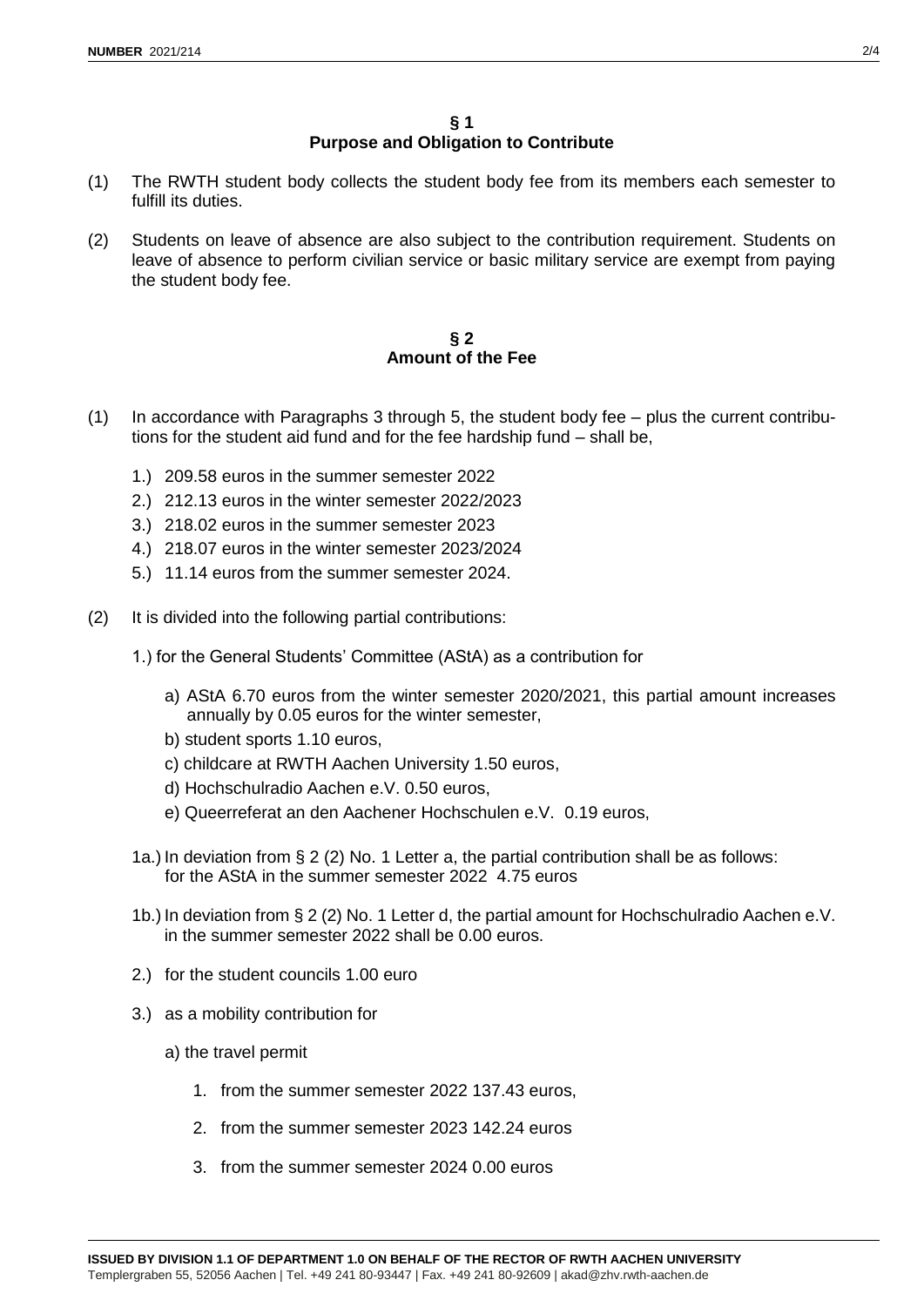### § 1
### Purpose and Obligation to Contribute

(1) The RWTH student body collects the student body fee from its members each semester to fulfill its duties.

(2) Students on leave of absence are also subject to the contribution requirement. Students on leave of absence to perform civilian service or basic military service are exempt from paying the student body fee.

### § 2
### Amount of the Fee

(1) In accordance with Paragraphs 3 through 5, the student body fee – plus the current contributions for the student aid fund and for the fee hardship fund – shall be,

   1.) 209.58 euros in the summer semester 2022
   2.) 212.13 euros in the winter semester 2022/2023
   3.) 218.02 euros in the summer semester 2023
   4.) 218.07 euros in the winter semester 2023/2024
   5.) 11.14 euros from the summer semester 2024.

(2) It is divided into the following partial contributions:

   1.) for the General Students' Committee (AStA) as a contribution for

      a) AStA 6.70 euros from the winter semester 2020/2021, this partial amount increases annually by 0.05 euros for the winter semester,
      b) student sports 1.10 euros,
      c) childcare at RWTH Aachen University 1.50 euros,
      d) Hochschulradio Aachen e.V. 0.50 euros,
      e) Queerreferat an den Aachener Hochschulen e.V. 0.19 euros,

   1a.) In deviation from § 2 (2) No. 1 Letter a, the partial contribution shall be as follows: for the AStA in the summer semester 2022 4.75 euros

   1b.) In deviation from § 2 (2) No. 1 Letter d, the partial amount for Hochschulradio Aachen e.V. in the summer semester 2022 shall be 0.00 euros.

   2.) for the student councils 1.00 euro

   3.) as a mobility contribution for

      a) the travel permit

         1. from the summer semester 2022 137.43 euros,

         2. from the summer semester 2023 142.24 euros

         3. from the summer semester 2024 0.00 euros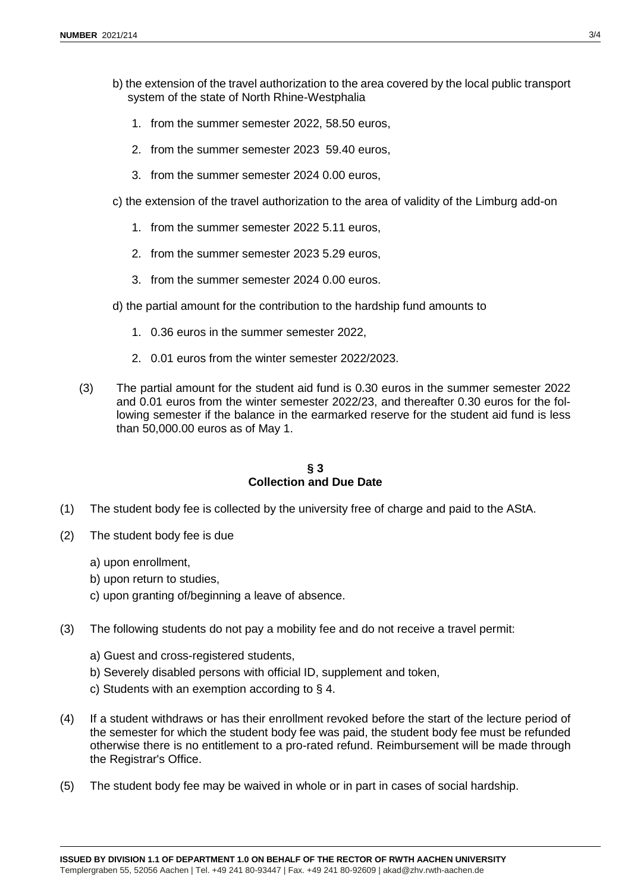b) the extension of the travel authorization to the area covered by the local public transport system of the state of North Rhine-Westphalia

1. from the summer semester 2022, 58.50 euros,
2. from the summer semester 2023 59.40 euros,
3. from the summer semester 2024 0.00 euros,

c) the extension of the travel authorization to the area of validity of the Limburg add-on

1. from the summer semester 2022 5.11 euros,
2. from the summer semester 2023 5.29 euros,
3. from the summer semester 2024 0.00 euros.

d) the partial amount for the contribution to the hardship fund amounts to

1. 0.36 euros in the summer semester 2022,
2. 0.01 euros from the winter semester 2022/2023.

(3) The partial amount for the student aid fund is 0.30 euros in the summer semester 2022 and 0.01 euros from the winter semester 2022/23, and thereafter 0.30 euros for the following semester if the balance in the earmarked reserve for the student aid fund is less than 50,000.00 euros as of May 1.

## § 3
## Collection and Due Date

(1) The student body fee is collected by the university free of charge and paid to the AStA.

(2) The student body fee is due

a) upon enrollment,
b) upon return to studies,
c) upon granting of/beginning a leave of absence.

(3) The following students do not pay a mobility fee and do not receive a travel permit:

a) Guest and cross-registered students,
b) Severely disabled persons with official ID, supplement and token,
c) Students with an exemption according to § 4.

(4) If a student withdraws or has their enrollment revoked before the start of the lecture period of the semester for which the student body fee was paid, the student body fee must be refunded otherwise there is no entitlement to a pro-rated refund. Reimbursement will be made through the Registrar's Office.

(5) The student body fee may be waived in whole or in part in cases of social hardship.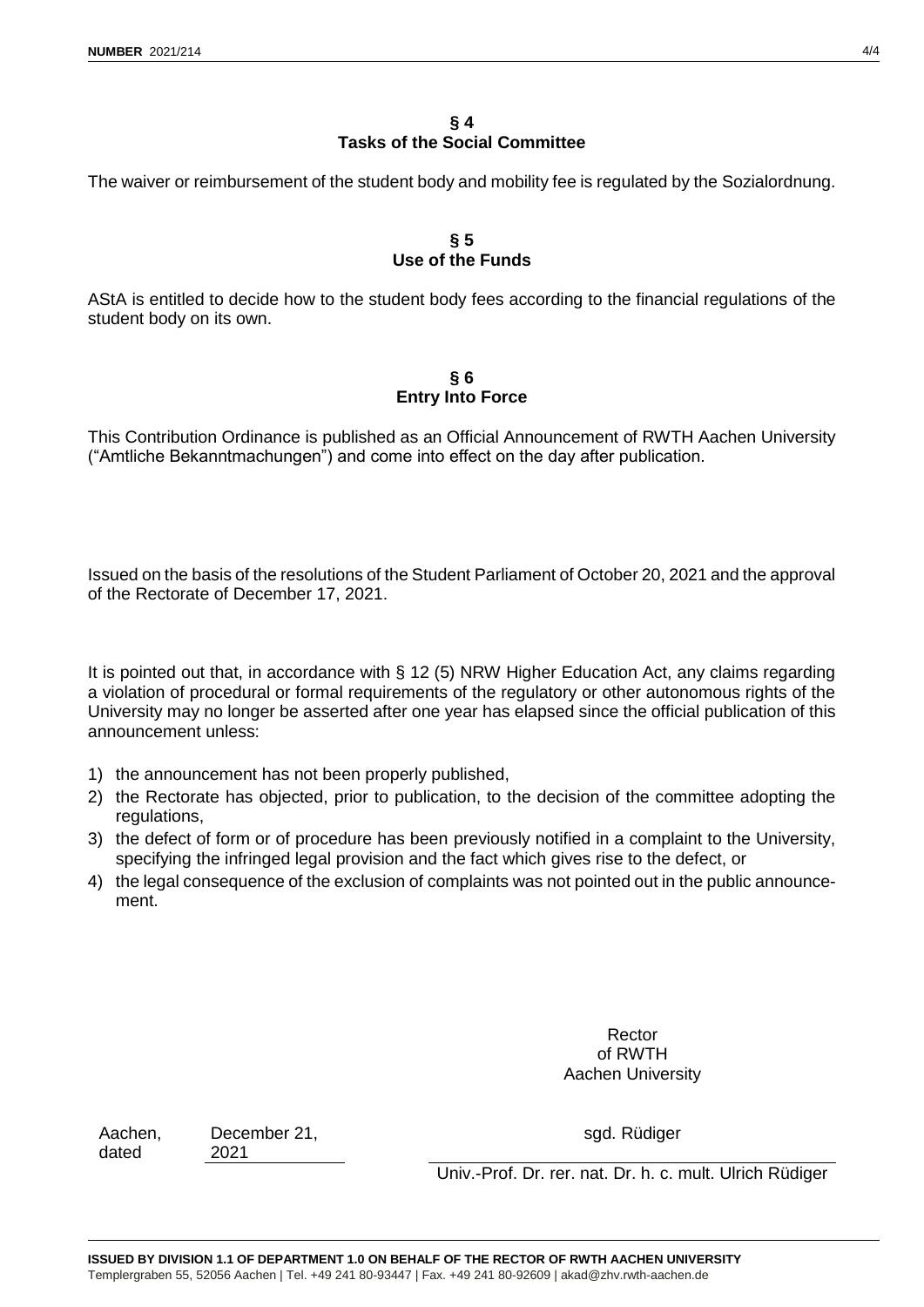## § 4
## Tasks of the Social Committee

The waiver or reimbursement of the student body and mobility fee is regulated by the Sozialordnung.

## § 5
## Use of the Funds

AStA is entitled to decide how to the student body fees according to the financial regulations of the student body on its own.

## § 6
## Entry Into Force

This Contribution Ordinance is published as an Official Announcement of RWTH Aachen University ("Amtliche Bekanntmachungen") and come into effect on the day after publication.

Issued on the basis of the resolutions of the Student Parliament of October 20, 2021 and the approval of the Rectorate of December 17, 2021.

It is pointed out that, in accordance with § 12 (5) NRW Higher Education Act, any claims regarding a violation of procedural or formal requirements of the regulatory or other autonomous rights of the University may no longer be asserted after one year has elapsed since the official publication of this announcement unless:

1) the announcement has not been properly published,
2) the Rectorate has objected, prior to publication, to the decision of the committee adopting the regulations,
3) the defect of form or of procedure has been previously notified in a complaint to the University, specifying the infringed legal provision and the fact which gives rise to the defect, or
4) the legal consequence of the exclusion of complaints was not pointed out in the public announcement.

Rector
of RWTH
Aachen University

Aachen, dated December 21, 2021

sgd. Rüdiger

Univ.-Prof. Dr. rer. nat. Dr. h. c. mult. Ulrich Rüdiger

**ISSUED BY DIVISION 1.1 OF DEPARTMENT 1.0 ON BEHALF OF THE RECTOR OF RWTH AACHEN UNIVERSITY**
Templergraben 55, 52056 Aachen | Tel. +49 241 80-93447 | Fax. +49 241 80-92609 | akad@zhv.rwth-aachen.de